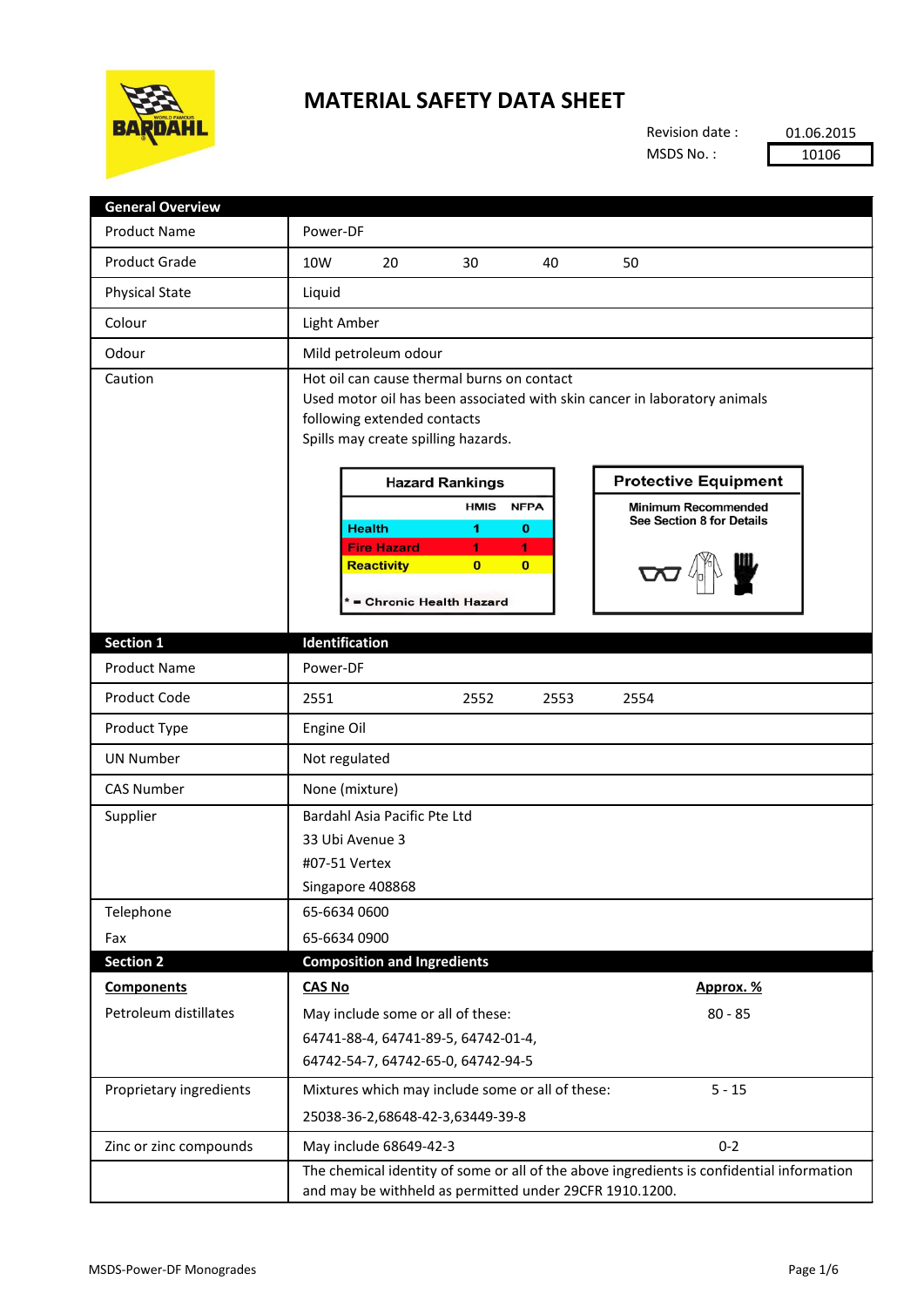# MATERIAL SAFETY DATA SHEET

Revision date : 01.06.2015
MSDS No. : 10106

| General Overview | |
|---|---|
| Product Name | Power-DF |
| Product Grade | 10W 20 30 40 50 |
| Physical State | Liquid |
| Colour | Light Amber |
| Odour | Mild petroleum odour |
| Caution | Hot oil can cause thermal burns on contact<br>Used motor oil has been associated with skin cancer in laboratory animals following extended contacts<br>Spills may create spilling hazards. |

**Hazard Rankings**

| | HMIS | NFPA |
|---|---|---|
| Health | 1 | 0 |
| Fire Hazard | 1 | 1 |
| Reactivity | 0 | 0 |

* = Chronic Health Hazard

**Protective Equipment**

Minimum Recommended
See Section 8 for Details

| Section 1 | Identification |
|---|---|
| Product Name | Power-DF |
| Product Code | 2551 2552 2553 2554 |
| Product Type | Engine Oil |
| UN Number | Not regulated |
| CAS Number | None (mixture) |
| Supplier | Bardahl Asia Pacific Pte Ltd<br>33 Ubi Avenue 3<br>#07-51 Vertex<br>Singapore 408868 |
| Telephone | 65-6634 0600 |
| Fax | 65-6634 0900 |

| Section 2 | Composition and Ingredients | |
|---|---|---|
| **Components** | **CAS No** | **Approx. %** |
| Petroleum distillates | May include some or all of these:<br>64741-88-4, 64741-89-5, 64742-01-4,<br>64742-54-7, 64742-65-0, 64742-94-5 | 80 - 85 |
| Proprietary ingredients | Mixtures which may include some or all of these:<br>25038-36-2,68648-42-3,63449-39-8 | 5 - 15 |
| Zinc or zinc compounds | May include 68649-42-3 | 0-2 |
| | The chemical identity of some or all of the above ingredients is confidential information and may be withheld as permitted under 29CFR 1910.1200. | |

MSDS-Power-DF Monogrades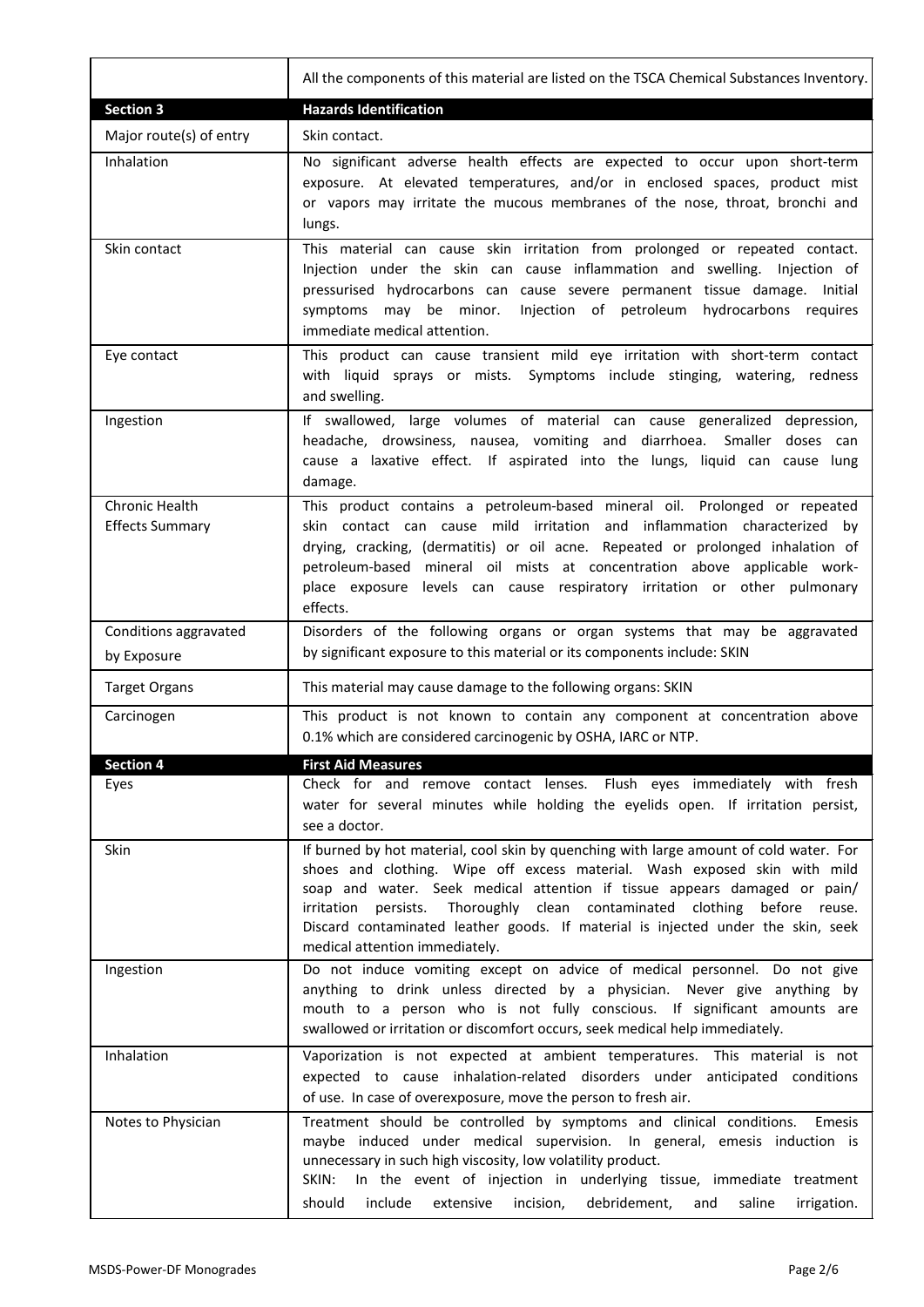| | |
|---|---|
| | All the components of this material are listed on the TSCA Chemical Substances Inventory. |
| **Section 3** | **Hazards Identification** |
| Major route(s) of entry | Skin contact. |
| Inhalation | No significant adverse health effects are expected to occur upon short-term exposure. At elevated temperatures, and/or in enclosed spaces, product mist or vapors may irritate the mucous membranes of the nose, throat, bronchi and lungs. |
| Skin contact | This material can cause skin irritation from prolonged or repeated contact. Injection under the skin can cause inflammation and swelling. Injection of pressurised hydrocarbons can cause severe permanent tissue damage. Initial symptoms may be minor. Injection of petroleum hydrocarbons requires immediate medical attention. |
| Eye contact | This product can cause transient mild eye irritation with short-term contact with liquid sprays or mists. Symptoms include stinging, watering, redness and swelling. |
| Ingestion | If swallowed, large volumes of material can cause generalized depression, headache, drowsiness, nausea, vomiting and diarrhoea. Smaller doses can cause a laxative effect. If aspirated into the lungs, liquid can cause lung damage. |
| Chronic Health Effects Summary | This product contains a petroleum-based mineral oil. Prolonged or repeated skin contact can cause mild irritation and inflammation characterized by drying, cracking, (dermatitis) or oil acne. Repeated or prolonged inhalation of petroleum-based mineral oil mists at concentration above applicable work-place exposure levels can cause respiratory irritation or other pulmonary effects. |
| Conditions aggravated by Exposure | Disorders of the following organs or organ systems that may be aggravated by significant exposure to this material or its components include: SKIN |
| Target Organs | This material may cause damage to the following organs: SKIN |
| Carcinogen | This product is not known to contain any component at concentration above 0.1% which are considered carcinogenic by OSHA, IARC or NTP. |
| **Section 4** | **First Aid Measures** |
| Eyes | Check for and remove contact lenses. Flush eyes immediately with fresh water for several minutes while holding the eyelids open. If irritation persist, see a doctor. |
| Skin | If burned by hot material, cool skin by quenching with large amount of cold water. For shoes and clothing. Wipe off excess material. Wash exposed skin with mild soap and water. Seek medical attention if tissue appears damaged or pain/ irritation persists. Thoroughly clean contaminated clothing before reuse. Discard contaminated leather goods. If material is injected under the skin, seek medical attention immediately. |
| Ingestion | Do not induce vomiting except on advice of medical personnel. Do not give anything to drink unless directed by a physician. Never give anything by mouth to a person who is not fully conscious. If significant amounts are swallowed or irritation or discomfort occurs, seek medical help immediately. |
| Inhalation | Vaporization is not expected at ambient temperatures. This material is not expected to cause inhalation-related disorders under anticipated conditions of use. In case of overexposure, move the person to fresh air. |
| Notes to Physician | Treatment should be controlled by symptoms and clinical conditions. Emesis maybe induced under medical supervision. In general, emesis induction is unnecessary in such high viscosity, low volatility product. SKIN: In the event of injection in underlying tissue, immediate treatment should include extensive incision, debridement, and saline irrigation. |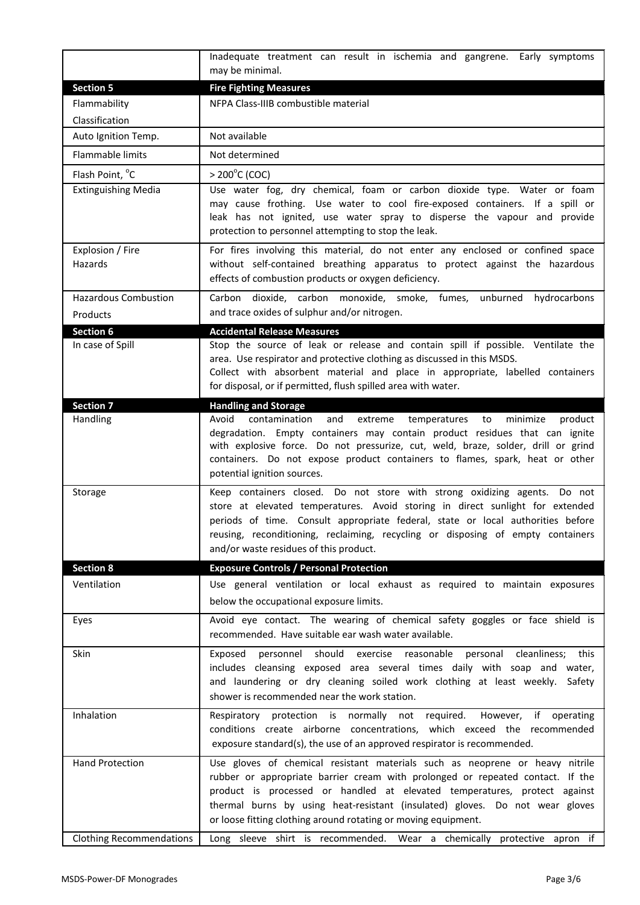| | |
|---|---|
| | Inadequate treatment can result in ischemia and gangrene. Early symptoms may be minimal. |
| **Section 5** | **Fire Fighting Measures** |
| Flammability Classification | NFPA Class-IIIB combustible material |
| Auto Ignition Temp. | Not available |
| Flammable limits | Not determined |
| Flash Point, °C | > 200°C (COC) |
| Extinguishing Media | Use water fog, dry chemical, foam or carbon dioxide type. Water or foam may cause frothing. Use water to cool fire-exposed containers. If a spill or leak has not ignited, use water spray to disperse the vapour and provide protection to personnel attempting to stop the leak. |
| Explosion / Fire Hazards | For fires involving this material, do not enter any enclosed or confined space without self-contained breathing apparatus to protect against the hazardous effects of combustion products or oxygen deficiency. |
| Hazardous Combustion Products | Carbon dioxide, carbon monoxide, smoke, fumes, unburned hydrocarbons and trace oxides of sulphur and/or nitrogen. |
| **Section 6** | **Accidental Release Measures** |
| In case of Spill | Stop the source of leak or release and contain spill if possible. Ventilate the area. Use respirator and protective clothing as discussed in this MSDS.<br>Collect with absorbent material and place in appropriate, labelled containers for disposal, or if permitted, flush spilled area with water. |
| **Section 7** | **Handling and Storage** |
| Handling | Avoid contamination and extreme temperatures to minimize product degradation. Empty containers may contain product residues that can ignite with explosive force. Do not pressurize, cut, weld, braze, solder, drill or grind containers. Do not expose product containers to flames, spark, heat or other potential ignition sources. |
| Storage | Keep containers closed. Do not store with strong oxidizing agents. Do not store at elevated temperatures. Avoid storing in direct sunlight for extended periods of time. Consult appropriate federal, state or local authorities before reusing, reconditioning, reclaiming, recycling or disposing of empty containers and/or waste residues of this product. |
| **Section 8** | **Exposure Controls / Personal Protection** |
| Ventilation | Use general ventilation or local exhaust as required to maintain exposures below the occupational exposure limits. |
| Eyes | Avoid eye contact. The wearing of chemical safety goggles or face shield is recommended. Have suitable ear wash water available. |
| Skin | Exposed personnel should exercise reasonable personal cleanliness; this includes cleansing exposed area several times daily with soap and water, and laundering or dry cleaning soiled work clothing at least weekly. Safety shower is recommended near the work station. |
| Inhalation | Respiratory protection is normally not required. However, if operating conditions create airborne concentrations, which exceed the recommended exposure standard(s), the use of an approved respirator is recommended. |
| Hand Protection | Use gloves of chemical resistant materials such as neoprene or heavy nitrile rubber or appropriate barrier cream with prolonged or repeated contact. If the product is processed or handled at elevated temperatures, protect against thermal burns by using heat-resistant (insulated) gloves. Do not wear gloves or loose fitting clothing around rotating or moving equipment. |
| Clothing Recommendations | Long sleeve shirt is recommended. Wear a chemically protective apron if |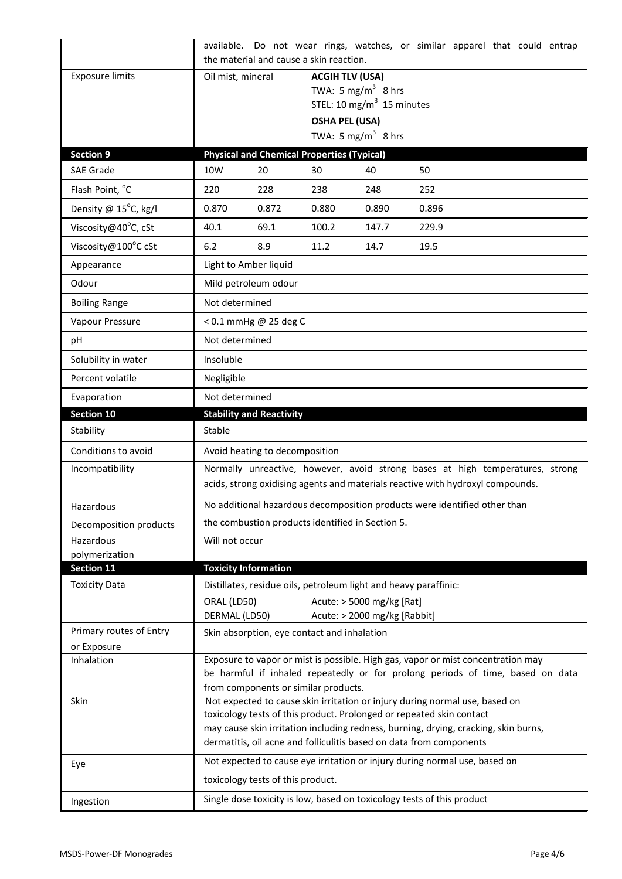| | |
|---|---|
| | available. Do not wear rings, watches, or similar apparel that could entrap the material and cause a skin reaction. |
| Exposure limits | Oil mist, mineral — **ACGIH TLV (USA)** TWA: 5 $mg/m^3$ 8 hrs; STEL: 10 $mg/m^3$ 15 minutes; **OSHA PEL (USA)** TWA: 5 $mg/m^3$ 8 hrs |

| **Section 9** | **Physical and Chemical Properties (Typical)** | | | | |
|---|---|---|---|---|---|
| SAE Grade | 10W | 20 | 30 | 40 | 50 |
| Flash Point, °C | 220 | 228 | 238 | 248 | 252 |
| Density @ 15°C, kg/l | 0.870 | 0.872 | 0.880 | 0.890 | 0.896 |
| Viscosity@40°C, cSt | 40.1 | 69.1 | 100.2 | 147.7 | 229.9 |
| Viscosity@100°C cSt | 6.2 | 8.9 | 11.2 | 14.7 | 19.5 |
| Appearance | Light to Amber liquid | | | | |
| Odour | Mild petroleum odour | | | | |
| Boiling Range | Not determined | | | | |
| Vapour Pressure | < 0.1 mmHg @ 25 deg C | | | | |
| pH | Not determined | | | | |
| Solubility in water | Insoluble | | | | |
| Percent volatile | Negligible | | | | |
| Evaporation | Not determined | | | | |

| **Section 10** | **Stability and Reactivity** |
|---|---|
| Stability | Stable |
| Conditions to avoid | Avoid heating to decomposition |
| Incompatibility | Normally unreactive, however, avoid strong bases at high temperatures, strong acids, strong oxidising agents and materials reactive with hydroxyl compounds. |
| Hazardous Decomposition products | No additional hazardous decomposition products were identified other than the combustion products identified in Section 5. |
| Hazardous polymerization | Will not occur |

| **Section 11** | **Toxicity Information** |
|---|---|
| Toxicity Data | Distillates, residue oils, petroleum light and heavy paraffinic: ORAL (LD50) Acute: > 5000 mg/kg [Rat]; DERMAL (LD50) Acute: > 2000 mg/kg [Rabbit] |
| Primary routes of Entry or Exposure | Skin absorption, eye contact and inhalation |
| Inhalation | Exposure to vapor or mist is possible. High gas, vapor or mist concentration may be harmful if inhaled repeatedly or for prolong periods of time, based on data from components or similar products. |
| Skin | Not expected to cause skin irritation or injury during normal use, based on toxicology tests of this product. Prolonged or repeated skin contact may cause skin irritation including redness, burning, drying, cracking, skin burns, dermatitis, oil acne and folliculitis based on data from components |
| Eye | Not expected to cause eye irritation or injury during normal use, based on toxicology tests of this product. |
| Ingestion | Single dose toxicity is low, based on toxicology tests of this product |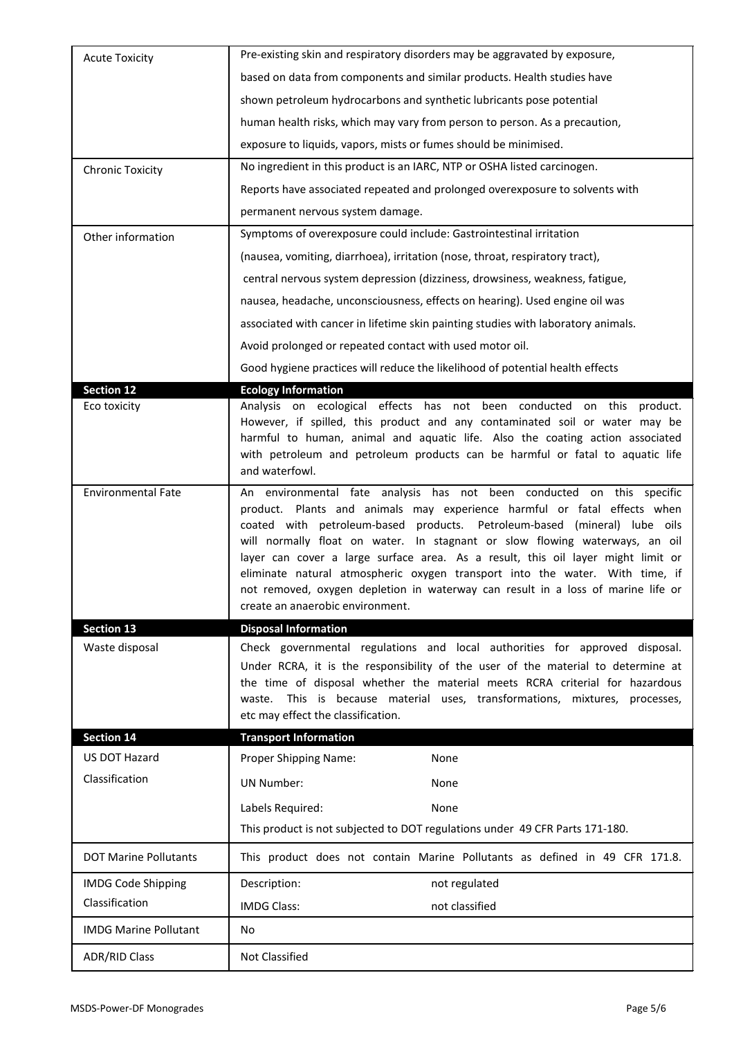| | |
|---|---|
| Acute Toxicity | Pre-existing skin and respiratory disorders may be aggravated by exposure, based on data from components and similar products. Health studies have shown petroleum hydrocarbons and synthetic lubricants pose potential human health risks, which may vary from person to person. As a precaution, exposure to liquids, vapors, mists or fumes should be minimised. |
| Chronic Toxicity | No ingredient in this product is an IARC, NTP or OSHA listed carcinogen. Reports have associated repeated and prolonged overexposure to solvents with permanent nervous system damage. |
| Other information | Symptoms of overexposure could include: Gastrointestinal irritation (nausea, vomiting, diarrhoea), irritation (nose, throat, respiratory tract), central nervous system depression (dizziness, drowsiness, weakness, fatigue, nausea, headache, unconsciousness, effects on hearing). Used engine oil was associated with cancer in lifetime skin painting studies with laboratory animals. Avoid prolonged or repeated contact with used motor oil. Good hygiene practices will reduce the likelihood of potential health effects |

| **Section 12** | **Ecology Information** |
|---|---|
| Eco toxicity | Analysis on ecological effects has not been conducted on this product. However, if spilled, this product and any contaminated soil or water may be harmful to human, animal and aquatic life. Also the coating action associated with petroleum and petroleum products can be harmful or fatal to aquatic life and waterfowl. |
| Environmental Fate | An environmental fate analysis has not been conducted on this specific product. Plants and animals may experience harmful or fatal effects when coated with petroleum-based products. Petroleum-based (mineral) lube oils will normally float on water. In stagnant or slow flowing waterways, an oil layer can cover a large surface area. As a result, this oil layer might limit or eliminate natural atmospheric oxygen transport into the water. With time, if not removed, oxygen depletion in waterway can result in a loss of marine life or create an anaerobic environment. |

| **Section 13** | **Disposal Information** |
|---|---|
| Waste disposal | Check governmental regulations and local authorities for approved disposal. Under RCRA, it is the responsibility of the user of the material to determine at the time of disposal whether the material meets RCRA criterial for hazardous waste. This is because material uses, transformations, mixtures, processes, etc may effect the classification. |

| **Section 14** | **Transport Information** | |
|---|---|---|
| US DOT Hazard Classification | Proper Shipping Name: | None |
| | UN Number: | None |
| | Labels Required: | None |
| | This product is not subjected to DOT regulations under 49 CFR Parts 171-180. | |
| DOT Marine Pollutants | This product does not contain Marine Pollutants as defined in 49 CFR 171.8. | |
| IMDG Code Shipping Classification | Description: | not regulated |
| | IMDG Class: | not classified |
| IMDG Marine Pollutant | No | |
| ADR/RID Class | Not Classified | |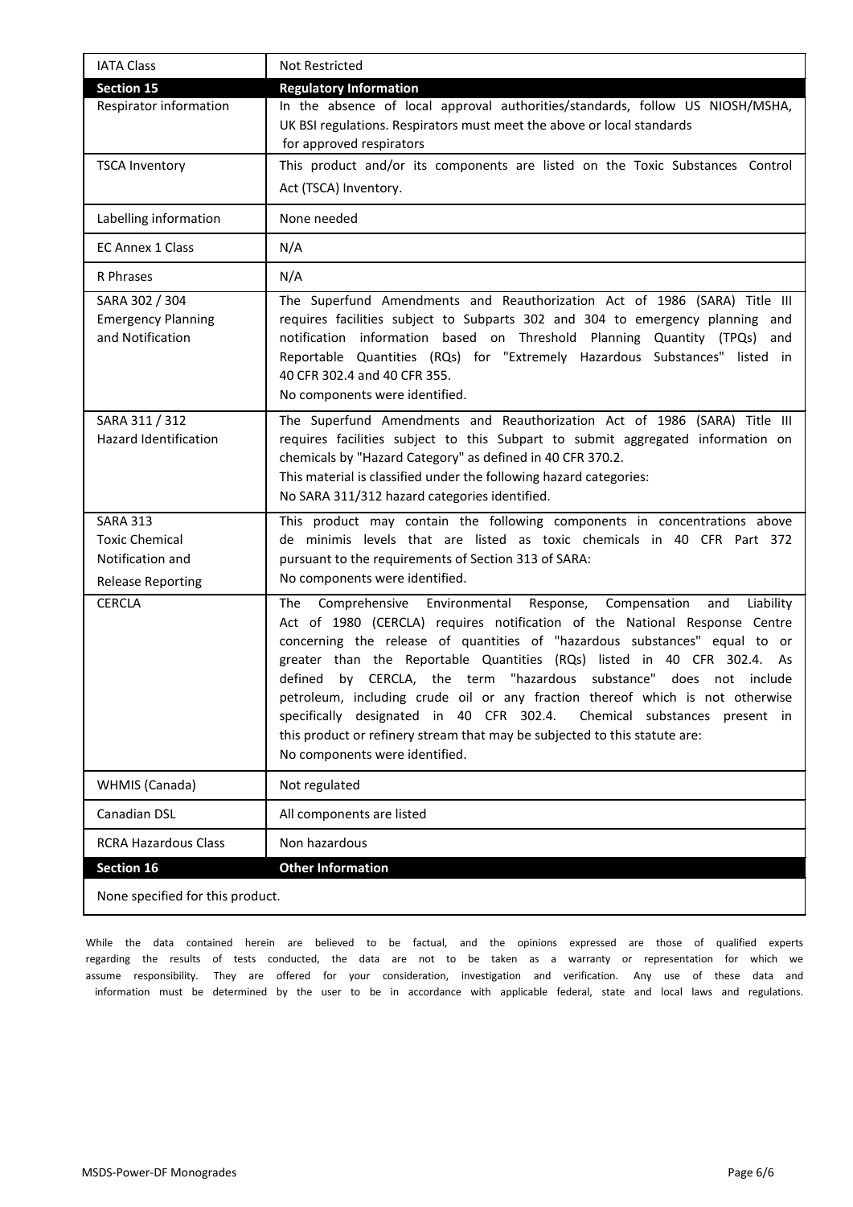| | |
|---|---|
| IATA Class | Not Restricted |
| **Section 15** | **Regulatory Information** |
| Respirator information | In the absence of local approval authorities/standards, follow US NIOSH/MSHA, UK BSI regulations. Respirators must meet the above or local standards for approved respirators |
| TSCA Inventory | This product and/or its components are listed on the Toxic Substances Control Act (TSCA) Inventory. |
| Labelling information | None needed |
| EC Annex 1 Class | N/A |
| R Phrases | N/A |
| SARA 302 / 304 Emergency Planning and Notification | The Superfund Amendments and Reauthorization Act of 1986 (SARA) Title III requires facilities subject to Subparts 302 and 304 to emergency planning and notification information based on Threshold Planning Quantity (TPQs) and Reportable Quantities (RQs) for "Extremely Hazardous Substances" listed in 40 CFR 302.4 and 40 CFR 355.<br>No components were identified. |
| SARA 311 / 312 Hazard Identification | The Superfund Amendments and Reauthorization Act of 1986 (SARA) Title III requires facilities subject to this Subpart to submit aggregated information on chemicals by "Hazard Category" as defined in 40 CFR 370.2.<br>This material is classified under the following hazard categories:<br>No SARA 311/312 hazard categories identified. |
| SARA 313 Toxic Chemical Notification and Release Reporting | This product may contain the following components in concentrations above de minimis levels that are listed as toxic chemicals in 40 CFR Part 372 pursuant to the requirements of Section 313 of SARA:<br>No components were identified. |
| CERCLA | The Comprehensive Environmental Response, Compensation and Liability Act of 1980 (CERCLA) requires notification of the National Response Centre concerning the release of quantities of "hazardous substances" equal to or greater than the Reportable Quantities (RQs) listed in 40 CFR 302.4. As defined by CERCLA, the term "hazardous substance" does not include petroleum, including crude oil or any fraction thereof which is not otherwise specifically designated in 40 CFR 302.4. Chemical substances present in this product or refinery stream that may be subjected to this statute are:<br>No components were identified. |
| WHMIS (Canada) | Not regulated |
| Canadian DSL | All components are listed |
| RCRA Hazardous Class | Non hazardous |
| **Section 16** | **Other Information** |
| None specified for this product. | |

While the data contained herein are believed to be factual, and the opinions expressed are those of qualified experts regarding the results of tests conducted, the data are not to be taken as a warranty or representation for which we assume responsibility. They are offered for your consideration, investigation and verification. Any use of these data and information must be determined by the user to be in accordance with applicable federal, state and local laws and regulations.

MSDS-Power-DF Monogrades